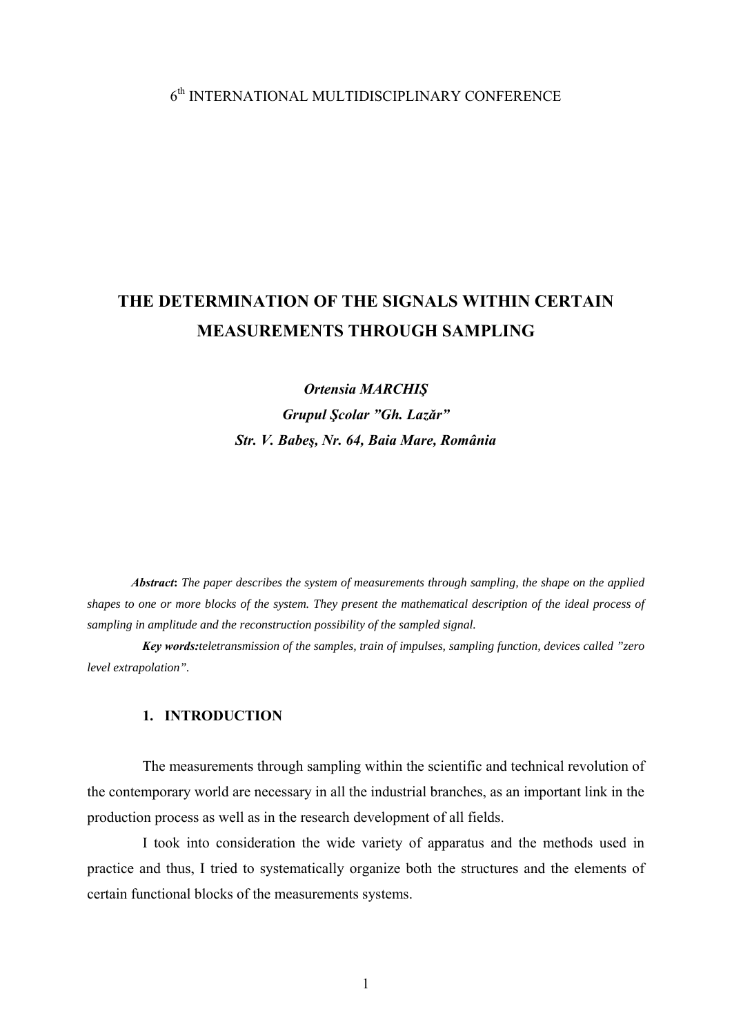6th INTERNATIONAL MULTIDISCIPLINARY CONFERENCE

# THE DETERMINATION OF THE SIGNALS WITHIN CERTAIN MEASUREMENTS THROUGH SAMPLING

***Ortensia MARCHIŞ***
***Grupul Şcolar ”Gh. Lazăr”***
***Str. V. Babeş, Nr. 64, Baia Mare, România***

***Abstract*****:** *The paper describes the system of measurements through sampling, the shape on the applied shapes to one or more blocks of the system. They present the mathematical description of the ideal process of sampling in amplitude and the reconstruction possibility of the sampled signal.*

***Key words:****teletransmission of the samples, train of impulses, sampling function, devices called ”zero level extrapolation”.*

## 1. INTRODUCTION

The measurements through sampling within the scientific and technical revolution of the contemporary world are necessary in all the industrial branches, as an important link in the production process as well as in the research development of all fields.

I took into consideration the wide variety of apparatus and the methods used in practice and thus, I tried to systematically organize both the structures and the elements of certain functional blocks of the measurements systems.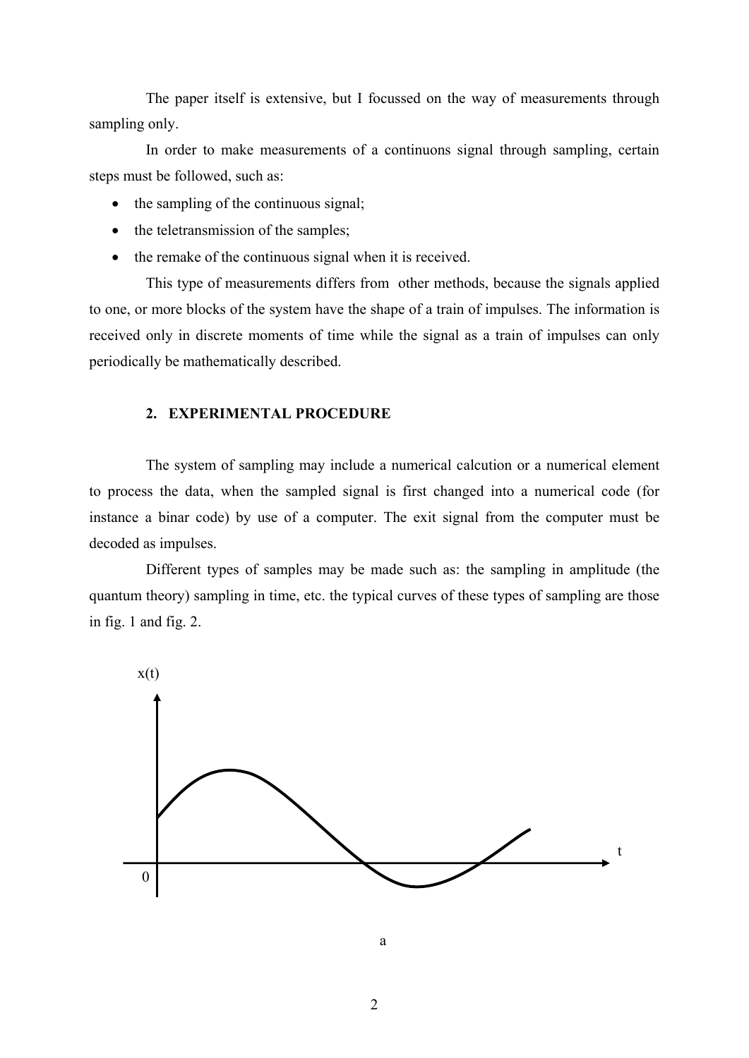The paper itself is extensive, but I focussed on the way of measurements through sampling only.

In order to make measurements of a continuons signal through sampling, certain steps must be followed, such as:

- the sampling of the continuous signal;
- the teletransmission of the samples;
- the remake of the continuous signal when it is received.

This type of measurements differs from other methods, because the signals applied to one, or more blocks of the system have the shape of a train of impulses. The information is received only in discrete moments of time while the signal as a train of impulses can only periodically be mathematically described.

## 2. EXPERIMENTAL PROCEDURE

The system of sampling may include a numerical calcution or a numerical element to process the data, when the sampled signal is first changed into a numerical code (for instance a binar code) by use of a computer. The exit signal from the computer must be decoded as impulses.

Different types of samples may be made such as: the sampling in amplitude (the quantum theory) sampling in time, etc. the typical curves of these types of sampling are those in fig. 1 and fig. 2.

a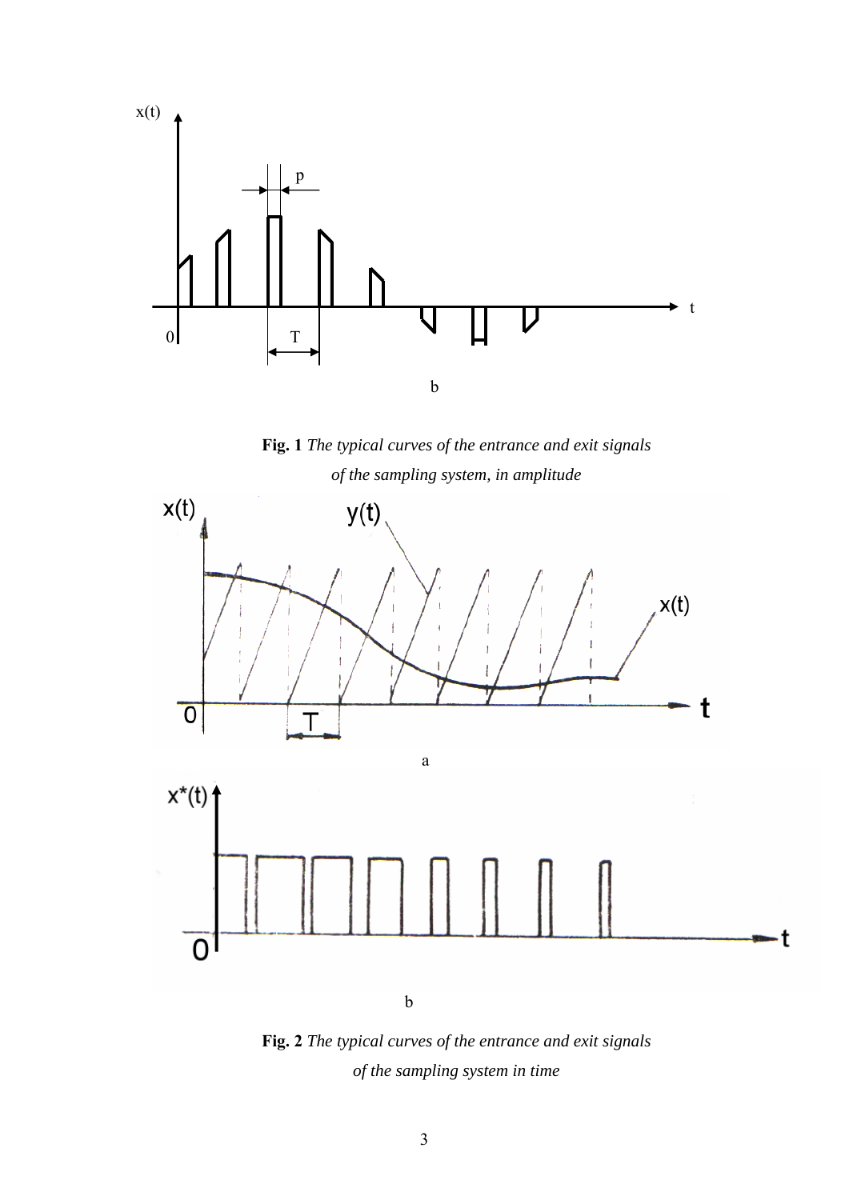b

**Fig. 1** *The typical curves of the entrance and exit signals of the sampling system, in amplitude*

a

b

**Fig. 2** *The typical curves of the entrance and exit signals of the sampling system in time*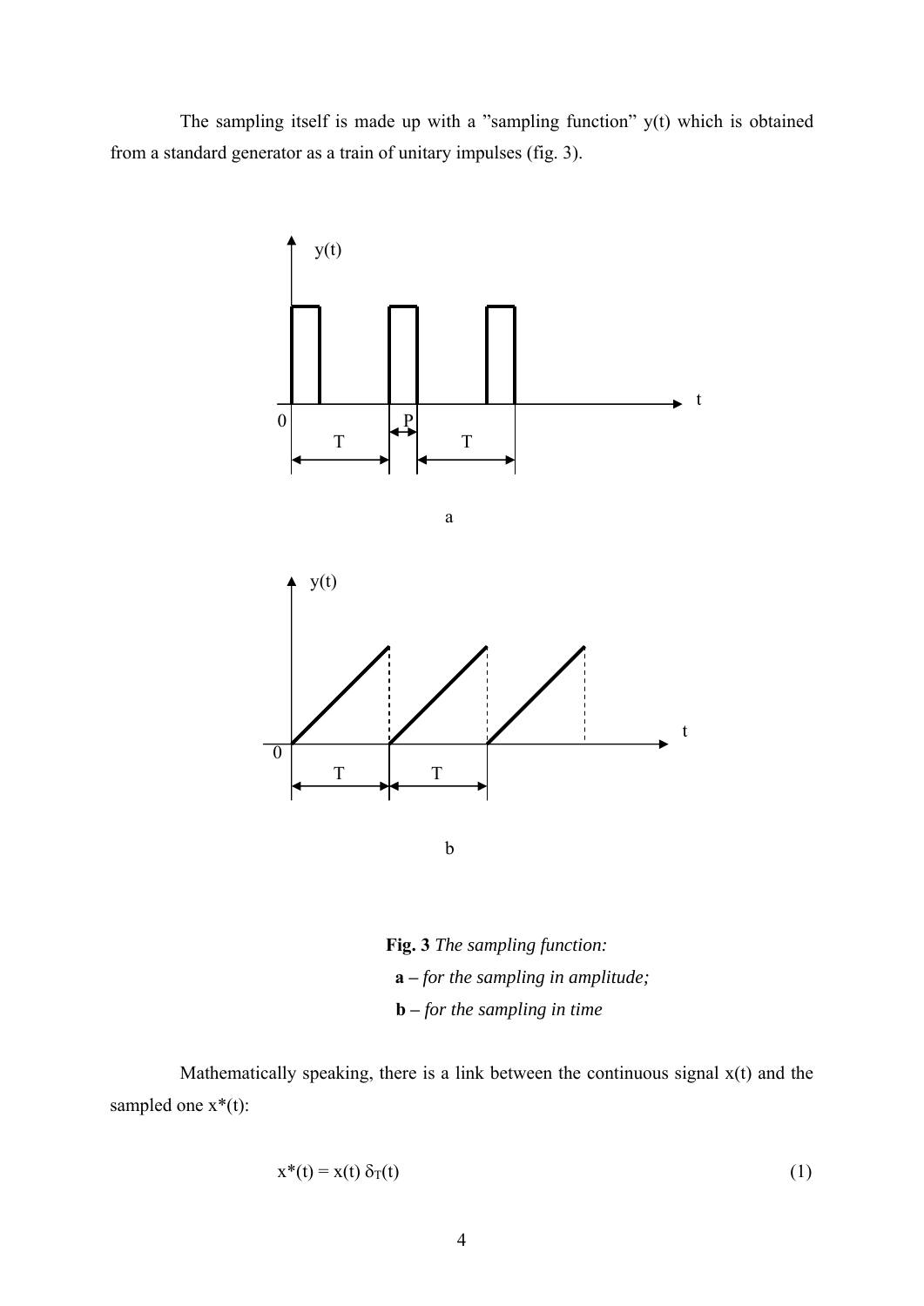The sampling itself is made up with a "sampling function" y(t) which is obtained from a standard generator as a train of unitary impulses (fig. 3).

**Fig. 3** *The sampling function:*

**a** – *for the sampling in amplitude;*

**b** – *for the sampling in time*

Mathematically speaking, there is a link between the continuous signal x(t) and the sampled one x*(t):

$$x^*(t) = x(t)\,\delta_T(t) \tag{1}$$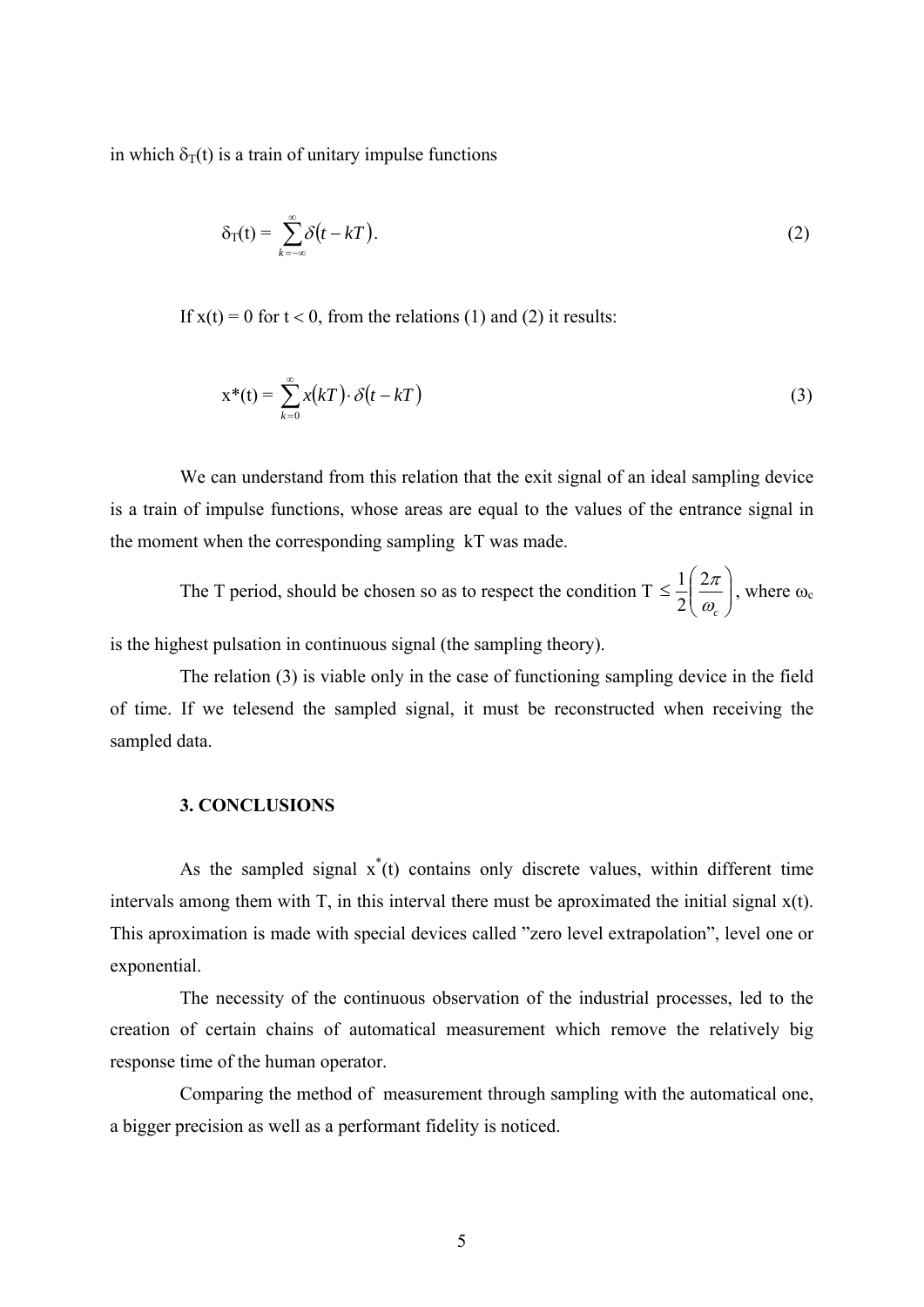in which $\delta_T(t)$ is a train of unitary impulse functions

$$\delta_T(t) = \sum_{k=-\infty}^{\infty} \delta(t - kT). \tag{2}$$

If $x(t) = 0$ for $t < 0$, from the relations (1) and (2) it results:

$$x^*(t) = \sum_{k=0}^{\infty} x(kT) \cdot \delta(t - kT) \tag{3}$$

We can understand from this relation that the exit signal of an ideal sampling device is a train of impulse functions, whose areas are equal to the values of the entrance signal in the moment when the corresponding sampling kT was made.

The T period, should be chosen so as to respect the condition $T \leq \frac{1}{2}\left(\frac{2\pi}{\omega_c}\right)$, where $\omega_c$ is the highest pulsation in continuous signal (the sampling theory).

The relation (3) is viable only in the case of functioning sampling device in the field of time. If we telesend the sampled signal, it must be reconstructed when receiving the sampled data.

### 3. CONCLUSIONS

As the sampled signal $x^*(t)$ contains only discrete values, within different time intervals among them with T, in this interval there must be aproximated the initial signal x(t). This aproximation is made with special devices called "zero level extrapolation", level one or exponential.

The necessity of the continuous observation of the industrial processes, led to the creation of certain chains of automatical measurement which remove the relatively big response time of the human operator.

Comparing the method of measurement through sampling with the automatical one, a bigger precision as well as a performant fidelity is noticed.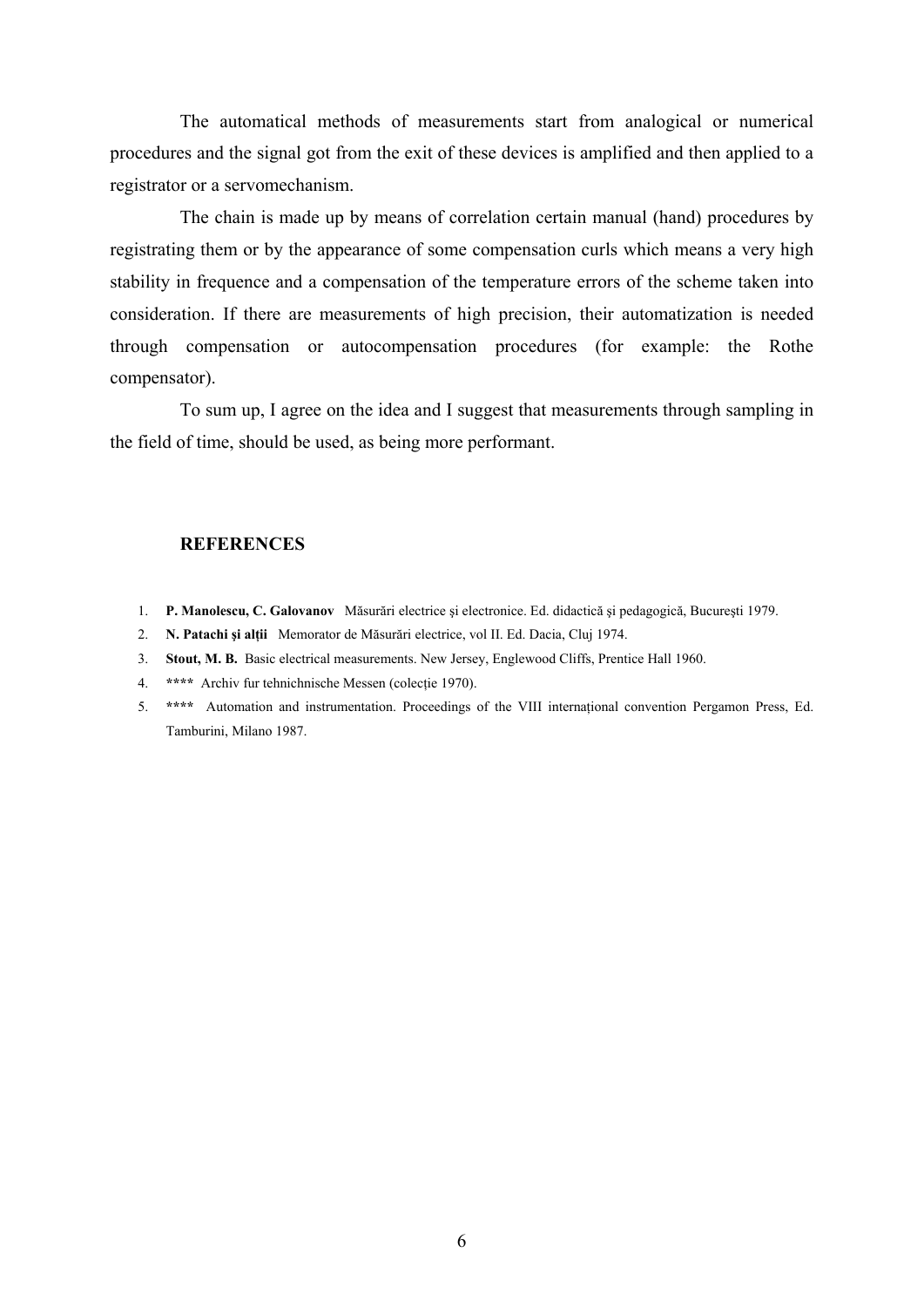The automatical methods of measurements start from analogical or numerical procedures and the signal got from the exit of these devices is amplified and then applied to a registrator or a servomechanism.

The chain is made up by means of correlation certain manual (hand) procedures by registrating them or by the appearance of some compensation curls which means a very high stability in frequence and a compensation of the temperature errors of the scheme taken into consideration. If there are measurements of high precision, their automatization is needed through compensation or autocompensation procedures (for example: the Rothe compensator).

To sum up, I agree on the idea and I suggest that measurements through sampling in the field of time, should be used, as being more performant.

## REFERENCES

1. **P. Manolescu, C. Galovanov** Măsurări electrice şi electronice. Ed. didactică şi pedagogică, Bucureşti 1979.
2. **N. Patachi şi alții** Memorator de Măsurări electrice, vol II. Ed. Dacia, Cluj 1974.
3. **Stout, M. B.** Basic electrical measurements. New Jersey, Englewood Cliffs, Prentice Hall 1960.
4. **\*\*\*\*** Archiv fur tehnichnische Messen (colecție 1970).
5. **\*\*\*\*** Automation and instrumentation. Proceedings of the VIII internațional convention Pergamon Press, Ed. Tamburini, Milano 1987.